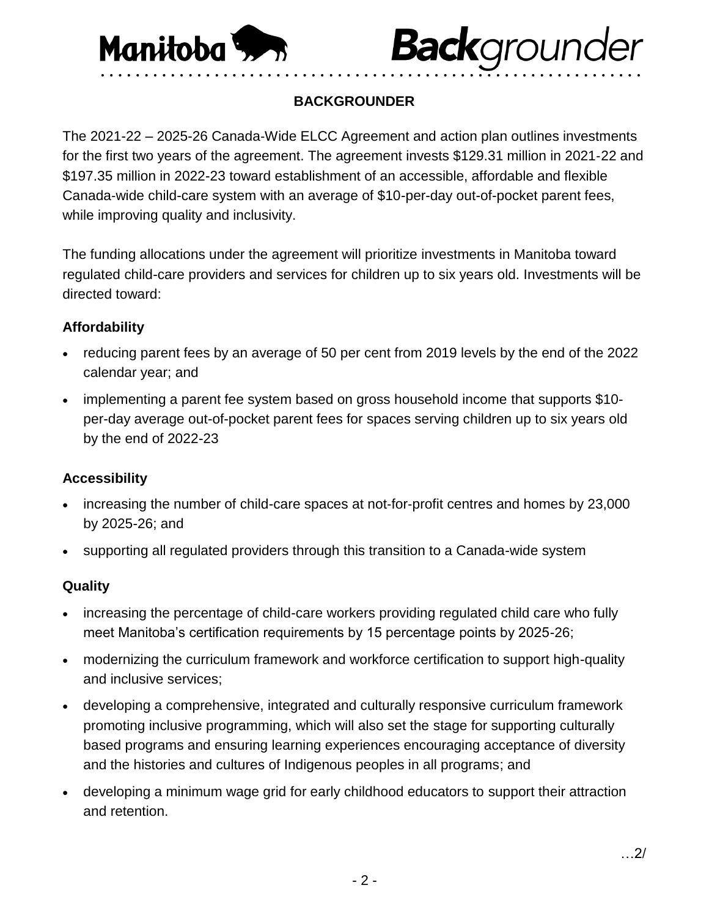# BACKGROUNDER

The 2021-22 – 2025-26 Canada-Wide ELCC Agreement and action plan outlines investments for the first two years of the agreement. The agreement invests $129.31 million in 2021-22 and $197.35 million in 2022-23 toward establishment of an accessible, affordable and flexible Canada-wide child-care system with an average of $10-per-day out-of-pocket parent fees, while improving quality and inclusivity.

The funding allocations under the agreement will prioritize investments in Manitoba toward regulated child-care providers and services for children up to six years old. Investments will be directed toward:

**Affordability**

- reducing parent fees by an average of 50 per cent from 2019 levels by the end of the 2022 calendar year; and
- implementing a parent fee system based on gross household income that supports $10-per-day average out-of-pocket parent fees for spaces serving children up to six years old by the end of 2022-23

**Accessibility**

- increasing the number of child-care spaces at not-for-profit centres and homes by 23,000 by 2025-26; and
- supporting all regulated providers through this transition to a Canada-wide system

**Quality**

- increasing the percentage of child-care workers providing regulated child care who fully meet Manitoba's certification requirements by 15 percentage points by 2025-26;
- modernizing the curriculum framework and workforce certification to support high-quality and inclusive services;
- developing a comprehensive, integrated and culturally responsive curriculum framework promoting inclusive programming, which will also set the stage for supporting culturally based programs and ensuring learning experiences encouraging acceptance of diversity and the histories and cultures of Indigenous peoples in all programs; and
- developing a minimum wage grid for early childhood educators to support their attraction and retention.

…2/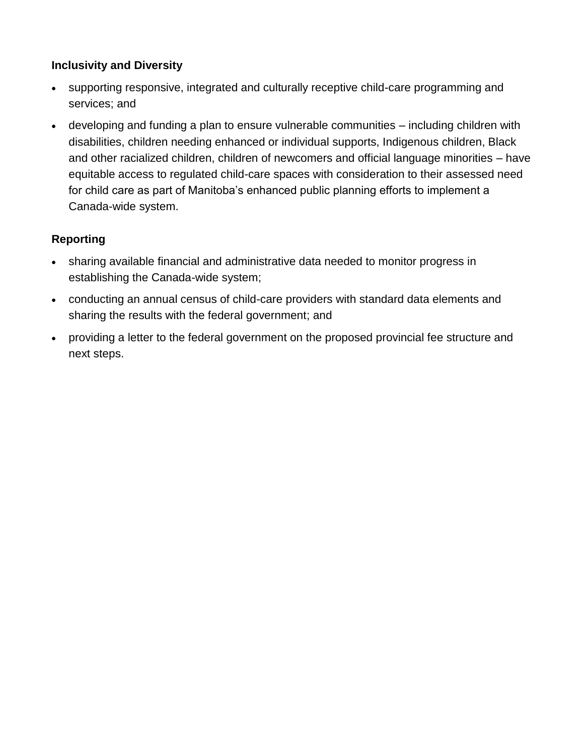**Inclusivity and Diversity**

- supporting responsive, integrated and culturally receptive child-care programming and services; and
- developing and funding a plan to ensure vulnerable communities – including children with disabilities, children needing enhanced or individual supports, Indigenous children, Black and other racialized children, children of newcomers and official language minorities – have equitable access to regulated child-care spaces with consideration to their assessed need for child care as part of Manitoba's enhanced public planning efforts to implement a Canada-wide system.

**Reporting**

- sharing available financial and administrative data needed to monitor progress in establishing the Canada-wide system;
- conducting an annual census of child-care providers with standard data elements and sharing the results with the federal government; and
- providing a letter to the federal government on the proposed provincial fee structure and next steps.